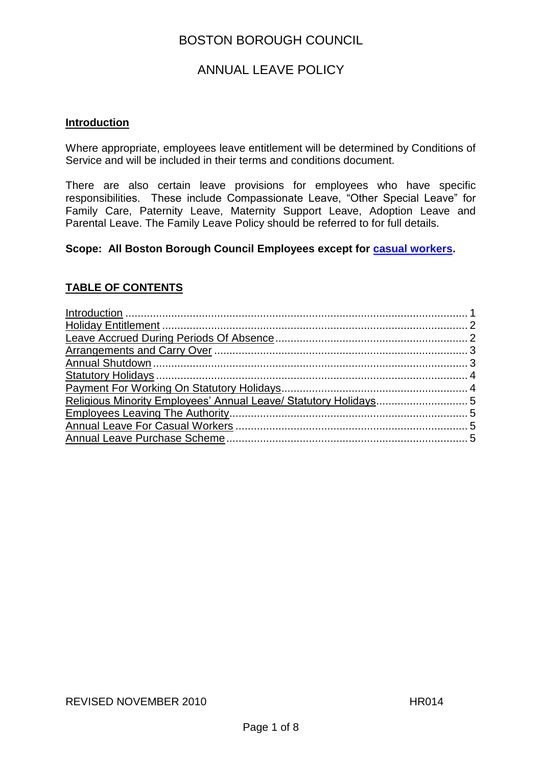# BOSTON BOROUGH COUNCIL

## ANNUAL LEAVE POLICY

### Introduction

Where appropriate, employees leave entitlement will be determined by Conditions of Service and will be included in their terms and conditions document.

There are also certain leave provisions for employees who have specific responsibilities. These include Compassionate Leave, "Other Special Leave" for Family Care, Paternity Leave, Maternity Support Leave, Adoption Leave and Parental Leave. The Family Leave Policy should be referred to for full details.

**Scope: All Boston Borough Council Employees except for casual workers.**

### TABLE OF CONTENTS

- Introduction ..... 1
- Holiday Entitlement ..... 2
- Leave Accrued During Periods Of Absence ..... 2
- Arrangements and Carry Over ..... 3
- Annual Shutdown ..... 3
- Statutory Holidays ..... 4
- Payment For Working On Statutory Holidays ..... 4
- Religious Minority Employees' Annual Leave/ Statutory Holidays ..... 5
- Employees Leaving The Authority ..... 5
- Annual Leave For Casual Workers ..... 5
- Annual Leave Purchase Scheme ..... 5

REVISED NOVEMBER 2010 HR014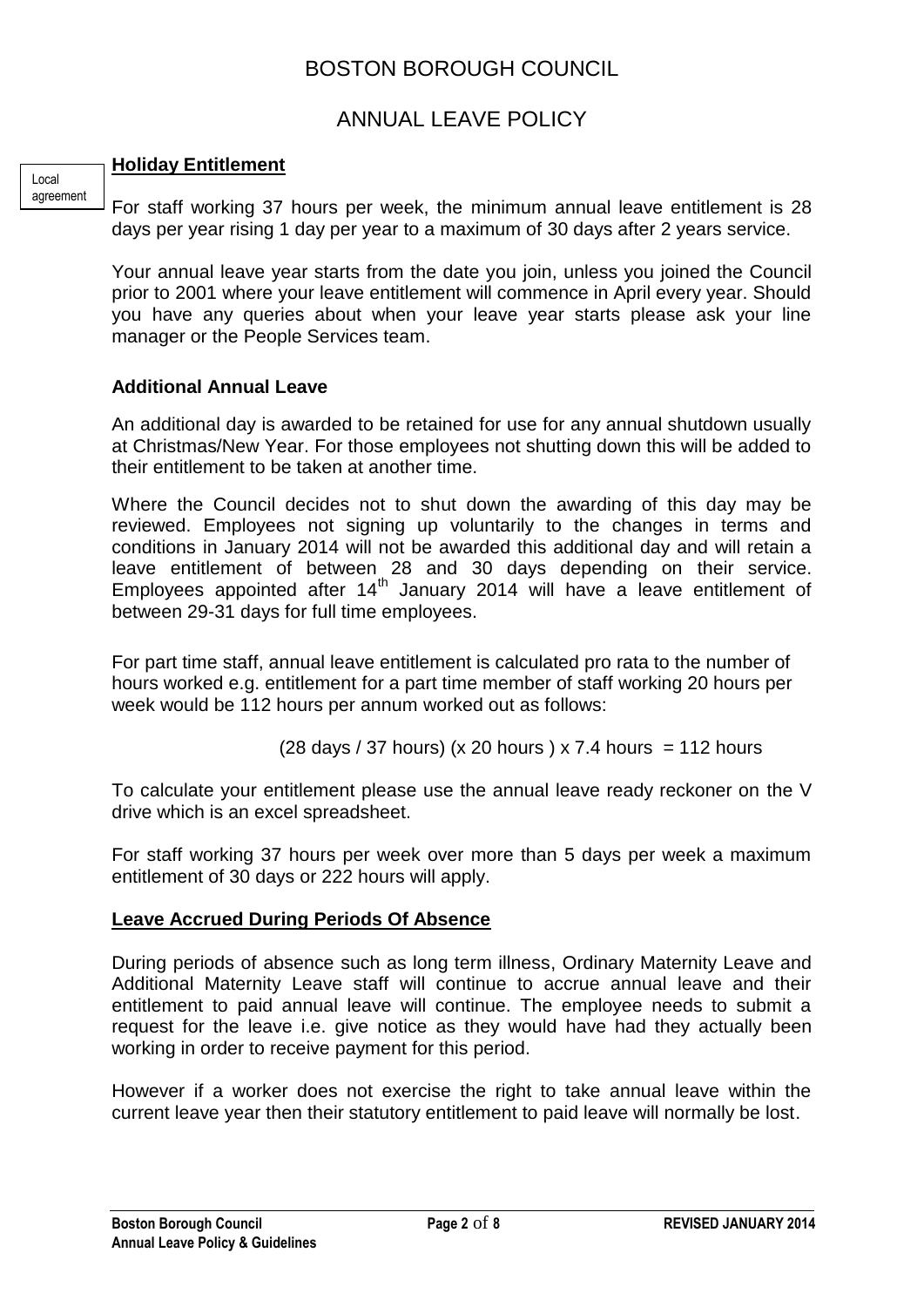# BOSTON BOROUGH COUNCIL

## ANNUAL LEAVE POLICY

Local agreement

**Holiday Entitlement**

For staff working 37 hours per week, the minimum annual leave entitlement is 28 days per year rising 1 day per year to a maximum of 30 days after 2 years service.

Your annual leave year starts from the date you join, unless you joined the Council prior to 2001 where your leave entitlement will commence in April every year. Should you have any queries about when your leave year starts please ask your line manager or the People Services team.

**Additional Annual Leave**

An additional day is awarded to be retained for use for any annual shutdown usually at Christmas/New Year. For those employees not shutting down this will be added to their entitlement to be taken at another time.

Where the Council decides not to shut down the awarding of this day may be reviewed. Employees not signing up voluntarily to the changes in terms and conditions in January 2014 will not be awarded this additional day and will retain a leave entitlement of between 28 and 30 days depending on their service. Employees appointed after 14th January 2014 will have a leave entitlement of between 29-31 days for full time employees.

For part time staff, annual leave entitlement is calculated pro rata to the number of hours worked e.g. entitlement for a part time member of staff working 20 hours per week would be 112 hours per annum worked out as follows:

(28 days / 37 hours) (x 20 hours ) x 7.4 hours = 112 hours

To calculate your entitlement please use the annual leave ready reckoner on the V drive which is an excel spreadsheet.

For staff working 37 hours per week over more than 5 days per week a maximum entitlement of 30 days or 222 hours will apply.

**Leave Accrued During Periods Of Absence**

During periods of absence such as long term illness, Ordinary Maternity Leave and Additional Maternity Leave staff will continue to accrue annual leave and their entitlement to paid annual leave will continue. The employee needs to submit a request for the leave i.e. give notice as they would have had they actually been working in order to receive payment for this period.

However if a worker does not exercise the right to take annual leave within the current leave year then their statutory entitlement to paid leave will normally be lost.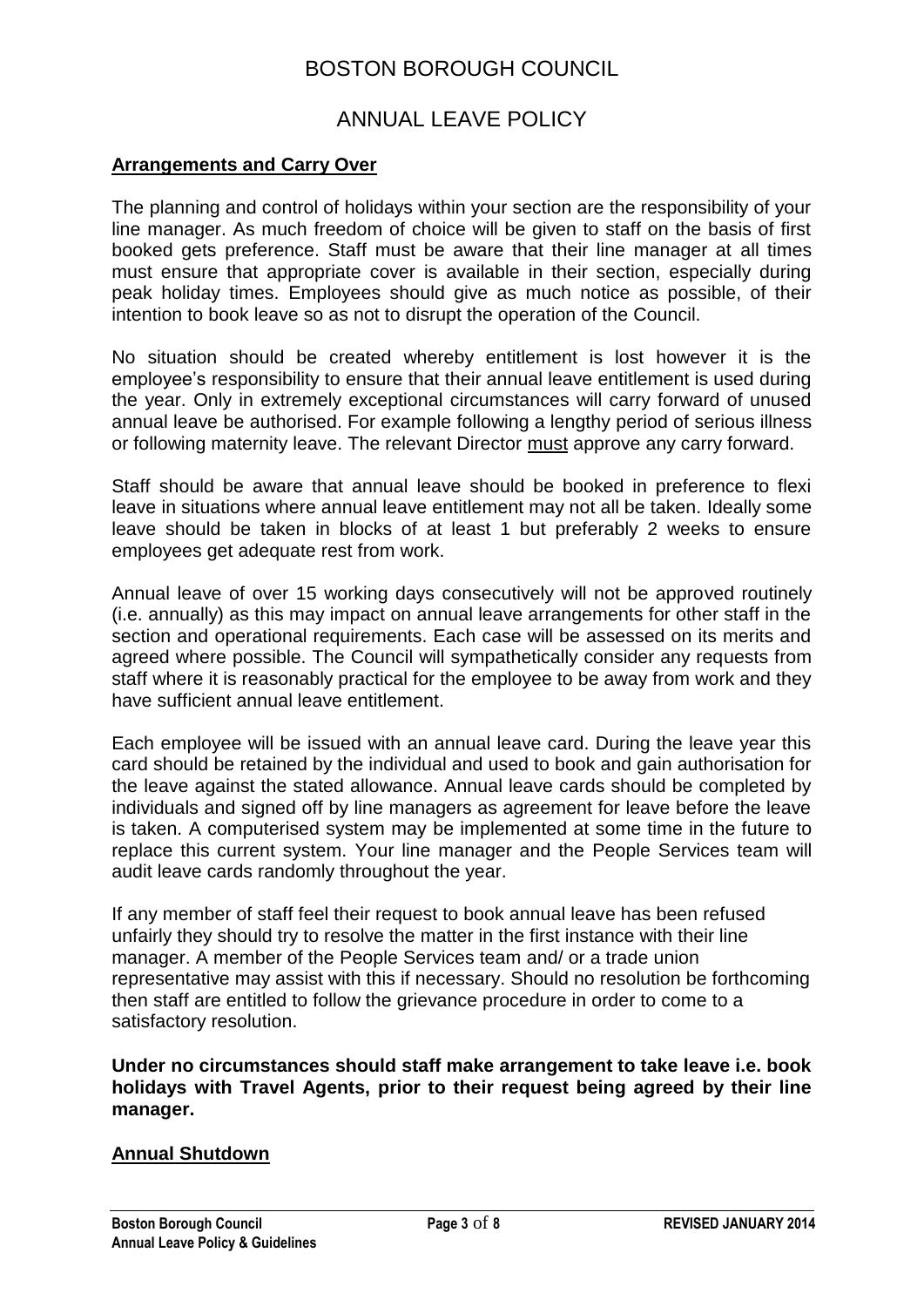# BOSTON BOROUGH COUNCIL

## ANNUAL LEAVE POLICY

### Arrangements and Carry Over

The planning and control of holidays within your section are the responsibility of your line manager. As much freedom of choice will be given to staff on the basis of first booked gets preference. Staff must be aware that their line manager at all times must ensure that appropriate cover is available in their section, especially during peak holiday times. Employees should give as much notice as possible, of their intention to book leave so as not to disrupt the operation of the Council.

No situation should be created whereby entitlement is lost however it is the employee's responsibility to ensure that their annual leave entitlement is used during the year. Only in extremely exceptional circumstances will carry forward of unused annual leave be authorised. For example following a lengthy period of serious illness or following maternity leave. The relevant Director must approve any carry forward.

Staff should be aware that annual leave should be booked in preference to flexi leave in situations where annual leave entitlement may not all be taken. Ideally some leave should be taken in blocks of at least 1 but preferably 2 weeks to ensure employees get adequate rest from work.

Annual leave of over 15 working days consecutively will not be approved routinely (i.e. annually) as this may impact on annual leave arrangements for other staff in the section and operational requirements. Each case will be assessed on its merits and agreed where possible. The Council will sympathetically consider any requests from staff where it is reasonably practical for the employee to be away from work and they have sufficient annual leave entitlement.

Each employee will be issued with an annual leave card. During the leave year this card should be retained by the individual and used to book and gain authorisation for the leave against the stated allowance. Annual leave cards should be completed by individuals and signed off by line managers as agreement for leave before the leave is taken. A computerised system may be implemented at some time in the future to replace this current system. Your line manager and the People Services team will audit leave cards randomly throughout the year.

If any member of staff feel their request to book annual leave has been refused unfairly they should try to resolve the matter in the first instance with their line manager. A member of the People Services team and/ or a trade union representative may assist with this if necessary. Should no resolution be forthcoming then staff are entitled to follow the grievance procedure in order to come to a satisfactory resolution.

**Under no circumstances should staff make arrangement to take leave i.e. book holidays with Travel Agents, prior to their request being agreed by their line manager.**

### Annual Shutdown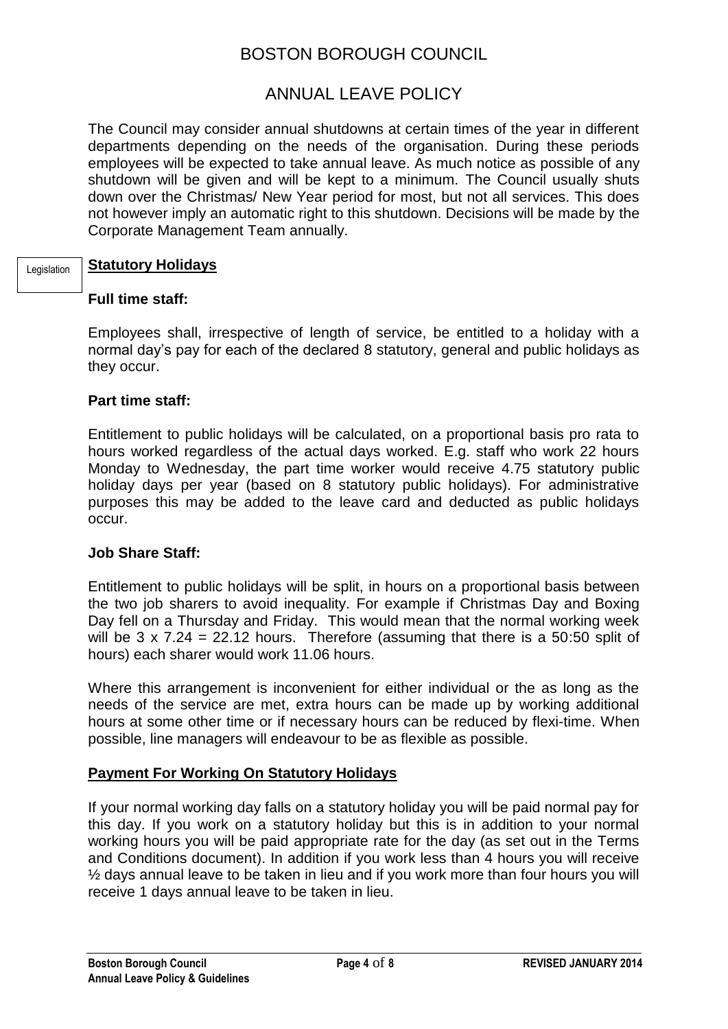# BOSTON BOROUGH COUNCIL

## ANNUAL LEAVE POLICY

The Council may consider annual shutdowns at certain times of the year in different departments depending on the needs of the organisation. During these periods employees will be expected to take annual leave. As much notice as possible of any shutdown will be given and will be kept to a minimum. The Council usually shuts down over the Christmas/ New Year period for most, but not all services. This does not however imply an automatic right to this shutdown. Decisions will be made by the Corporate Management Team annually.

Legislation

### Statutory Holidays

**Full time staff:**

Employees shall, irrespective of length of service, be entitled to a holiday with a normal day's pay for each of the declared 8 statutory, general and public holidays as they occur.

**Part time staff:**

Entitlement to public holidays will be calculated, on a proportional basis pro rata to hours worked regardless of the actual days worked. E.g. staff who work 22 hours Monday to Wednesday, the part time worker would receive 4.75 statutory public holiday days per year (based on 8 statutory public holidays). For administrative purposes this may be added to the leave card and deducted as public holidays occur.

**Job Share Staff:**

Entitlement to public holidays will be split, in hours on a proportional basis between the two job sharers to avoid inequality. For example if Christmas Day and Boxing Day fell on a Thursday and Friday. This would mean that the normal working week will be 3 x 7.24 = 22.12 hours. Therefore (assuming that there is a 50:50 split of hours) each sharer would work 11.06 hours.

Where this arrangement is inconvenient for either individual or the as long as the needs of the service are met, extra hours can be made up by working additional hours at some other time or if necessary hours can be reduced by flexi-time. When possible, line managers will endeavour to be as flexible as possible.

### Payment For Working On Statutory Holidays

If your normal working day falls on a statutory holiday you will be paid normal pay for this day. If you work on a statutory holiday but this is in addition to your normal working hours you will be paid appropriate rate for the day (as set out in the Terms and Conditions document). In addition if you work less than 4 hours you will receive ½ days annual leave to be taken in lieu and if you work more than four hours you will receive 1 days annual leave to be taken in lieu.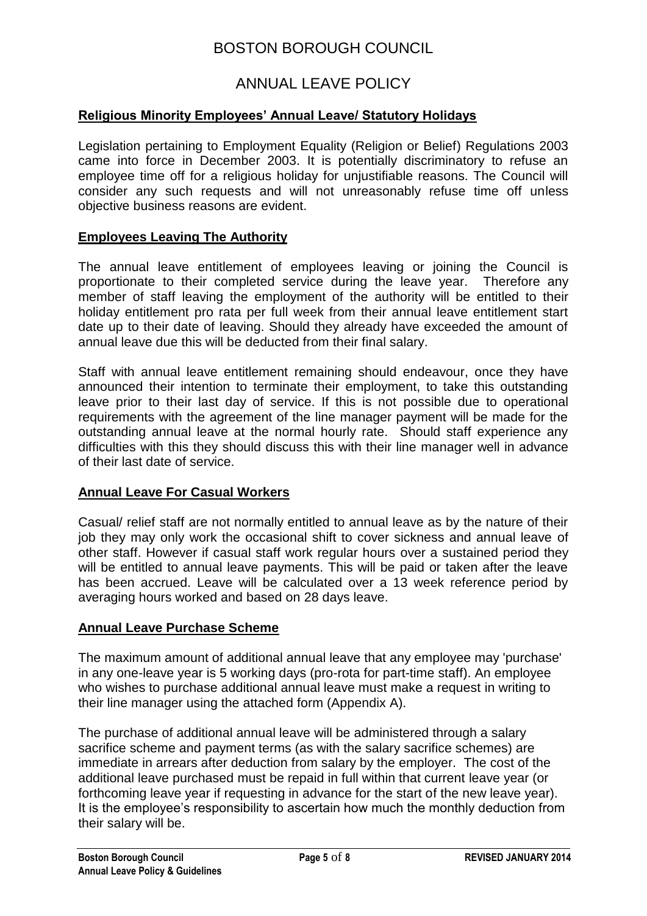# BOSTON BOROUGH COUNCIL

## ANNUAL LEAVE POLICY

### Religious Minority Employees' Annual Leave/ Statutory Holidays

Legislation pertaining to Employment Equality (Religion or Belief) Regulations 2003 came into force in December 2003. It is potentially discriminatory to refuse an employee time off for a religious holiday for unjustifiable reasons. The Council will consider any such requests and will not unreasonably refuse time off unless objective business reasons are evident.

### Employees Leaving The Authority

The annual leave entitlement of employees leaving or joining the Council is proportionate to their completed service during the leave year. Therefore any member of staff leaving the employment of the authority will be entitled to their holiday entitlement pro rata per full week from their annual leave entitlement start date up to their date of leaving. Should they already have exceeded the amount of annual leave due this will be deducted from their final salary.

Staff with annual leave entitlement remaining should endeavour, once they have announced their intention to terminate their employment, to take this outstanding leave prior to their last day of service. If this is not possible due to operational requirements with the agreement of the line manager payment will be made for the outstanding annual leave at the normal hourly rate. Should staff experience any difficulties with this they should discuss this with their line manager well in advance of their last date of service.

### Annual Leave For Casual Workers

Casual/ relief staff are not normally entitled to annual leave as by the nature of their job they may only work the occasional shift to cover sickness and annual leave of other staff. However if casual staff work regular hours over a sustained period they will be entitled to annual leave payments. This will be paid or taken after the leave has been accrued. Leave will be calculated over a 13 week reference period by averaging hours worked and based on 28 days leave.

### Annual Leave Purchase Scheme

The maximum amount of additional annual leave that any employee may 'purchase' in any one-leave year is 5 working days (pro-rota for part-time staff). An employee who wishes to purchase additional annual leave must make a request in writing to their line manager using the attached form (Appendix A).

The purchase of additional annual leave will be administered through a salary sacrifice scheme and payment terms (as with the salary sacrifice schemes) are immediate in arrears after deduction from salary by the employer. The cost of the additional leave purchased must be repaid in full within that current leave year (or forthcoming leave year if requesting in advance for the start of the new leave year). It is the employee's responsibility to ascertain how much the monthly deduction from their salary will be.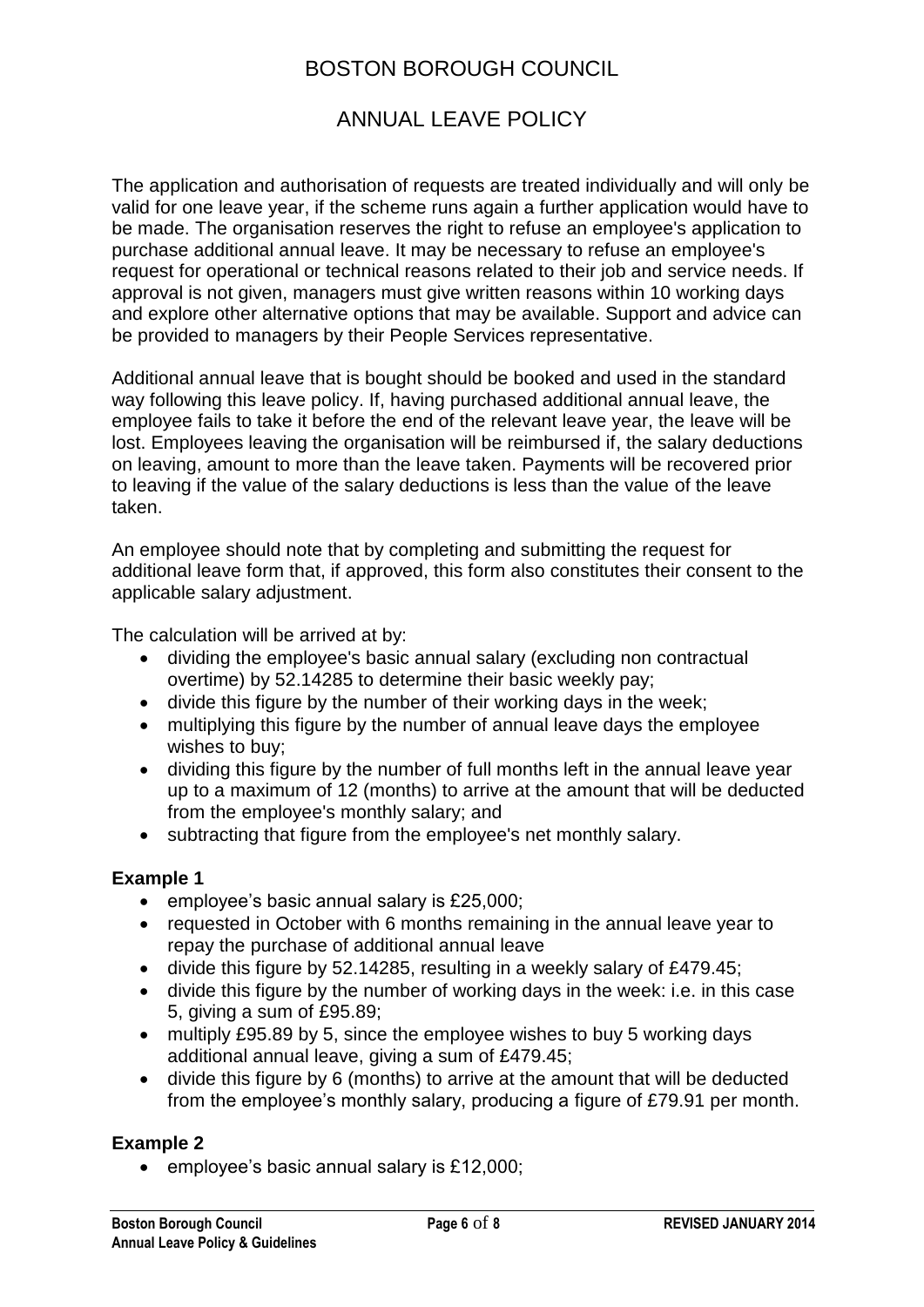The application and authorisation of requests are treated individually and will only be valid for one leave year, if the scheme runs again a further application would have to be made. The organisation reserves the right to refuse an employee's application to purchase additional annual leave. It may be necessary to refuse an employee's request for operational or technical reasons related to their job and service needs. If approval is not given, managers must give written reasons within 10 working days and explore other alternative options that may be available. Support and advice can be provided to managers by their People Services representative.

Additional annual leave that is bought should be booked and used in the standard way following this leave policy. If, having purchased additional annual leave, the employee fails to take it before the end of the relevant leave year, the leave will be lost. Employees leaving the organisation will be reimbursed if, the salary deductions on leaving, amount to more than the leave taken. Payments will be recovered prior to leaving if the value of the salary deductions is less than the value of the leave taken.

An employee should note that by completing and submitting the request for additional leave form that, if approved, this form also constitutes their consent to the applicable salary adjustment.

The calculation will be arrived at by:

- dividing the employee's basic annual salary (excluding non contractual overtime) by 52.14285 to determine their basic weekly pay;
- divide this figure by the number of their working days in the week;
- multiplying this figure by the number of annual leave days the employee wishes to buy;
- dividing this figure by the number of full months left in the annual leave year up to a maximum of 12 (months) to arrive at the amount that will be deducted from the employee's monthly salary; and
- subtracting that figure from the employee's net monthly salary.

**Example 1**

- employee's basic annual salary is £25,000;
- requested in October with 6 months remaining in the annual leave year to repay the purchase of additional annual leave
- divide this figure by 52.14285, resulting in a weekly salary of £479.45;
- divide this figure by the number of working days in the week: i.e. in this case 5, giving a sum of £95.89;
- multiply £95.89 by 5, since the employee wishes to buy 5 working days additional annual leave, giving a sum of £479.45;
- divide this figure by 6 (months) to arrive at the amount that will be deducted from the employee's monthly salary, producing a figure of £79.91 per month.

**Example 2**

- employee's basic annual salary is £12,000;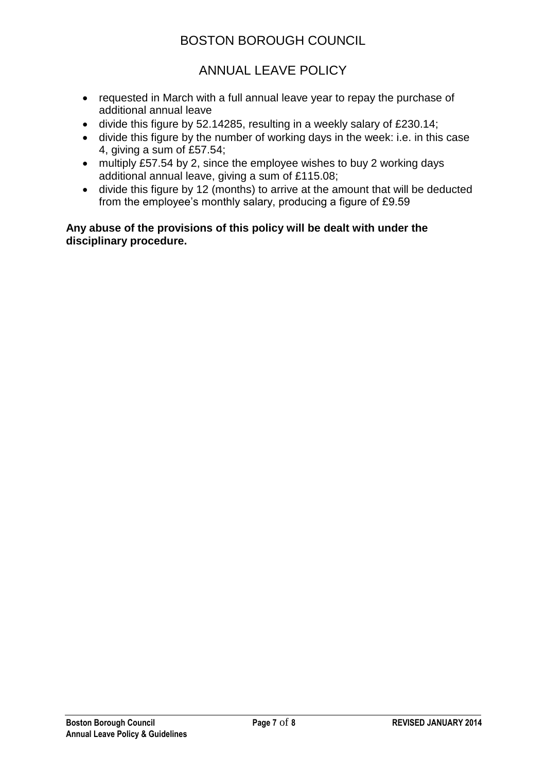- requested in March with a full annual leave year to repay the purchase of additional annual leave
- divide this figure by 52.14285, resulting in a weekly salary of £230.14;
- divide this figure by the number of working days in the week: i.e. in this case 4, giving a sum of £57.54;
- multiply £57.54 by 2, since the employee wishes to buy 2 working days additional annual leave, giving a sum of £115.08;
- divide this figure by 12 (months) to arrive at the amount that will be deducted from the employee's monthly salary, producing a figure of £9.59

**Any abuse of the provisions of this policy will be dealt with under the disciplinary procedure.**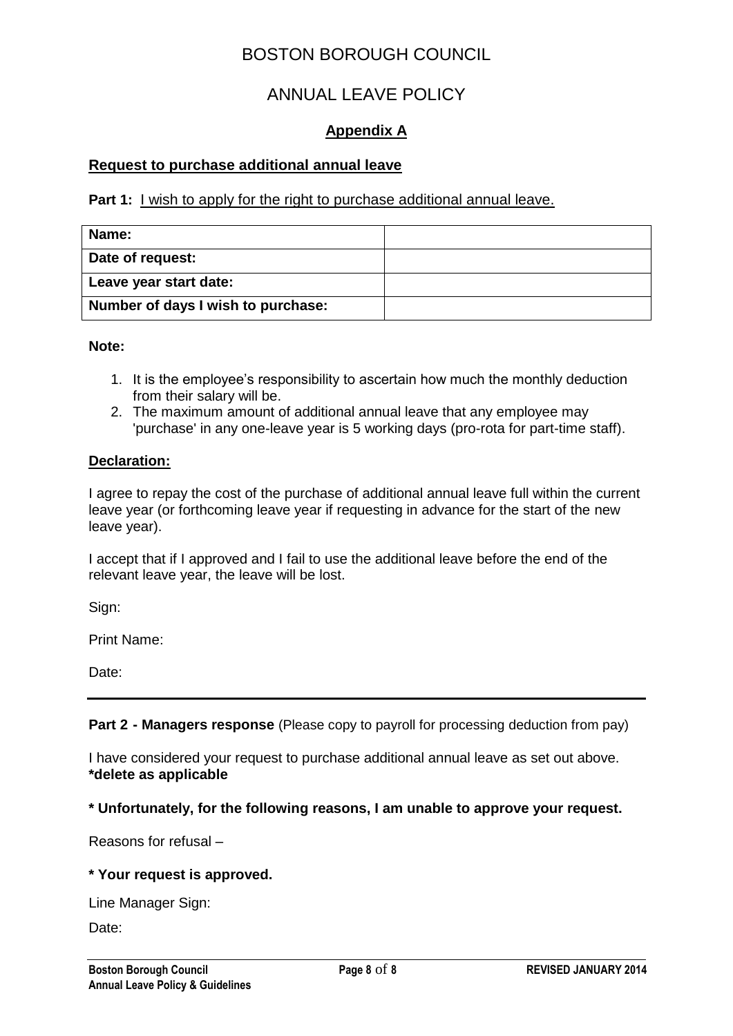# BOSTON BOROUGH COUNCIL

## ANNUAL LEAVE POLICY

### Appendix A

**Request to purchase additional annual leave**

**Part 1:** I wish to apply for the right to purchase additional annual leave.

| | |
|---|---|
| **Name:** | |
| **Date of request:** | |
| **Leave year start date:** | |
| **Number of days I wish to purchase:** | |

**Note:**

1. It is the employee's responsibility to ascertain how much the monthly deduction from their salary will be.
2. The maximum amount of additional annual leave that any employee may 'purchase' in any one-leave year is 5 working days (pro-rota for part-time staff).

**Declaration:**

I agree to repay the cost of the purchase of additional annual leave full within the current leave year (or forthcoming leave year if requesting in advance for the start of the new leave year).

I accept that if I approved and I fail to use the additional leave before the end of the relevant leave year, the leave will be lost.

Sign:

Print Name:

Date:

---

**Part 2 - Managers response** (Please copy to payroll for processing deduction from pay)

I have considered your request to purchase additional annual leave as set out above.
**\*delete as applicable**

**\* Unfortunately, for the following reasons, I am unable to approve your request.**

Reasons for refusal –

**\* Your request is approved.**

Line Manager Sign:

Date: